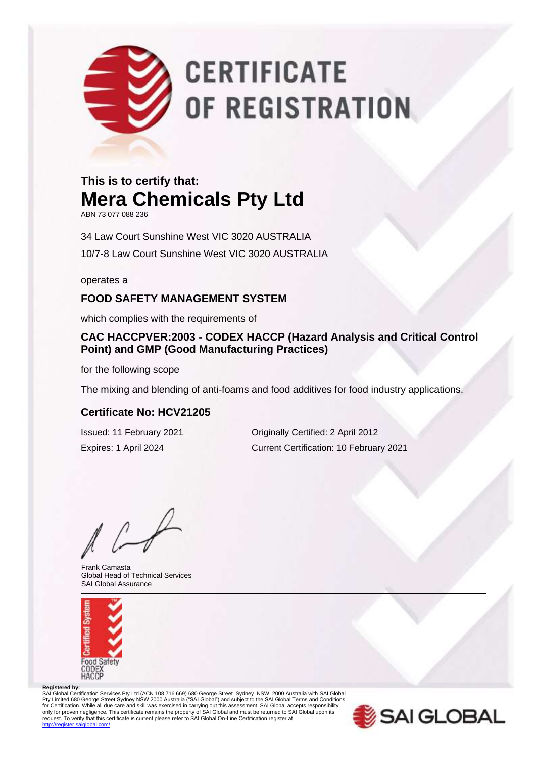# CERTIFICATE OF REGISTRATION

**This is to certify that:**

## Mera Chemicals Pty Ltd

ABN 73 077 088 236

34 Law Court Sunshine West VIC 3020 AUSTRALIA

10/7-8 Law Court Sunshine West VIC 3020 AUSTRALIA

operates a

### FOOD SAFETY MANAGEMENT SYSTEM

which complies with the requirements of

### CAC HACCPVER:2003 - CODEX HACCP (Hazard Analysis and Critical Control Point) and GMP (Good Manufacturing Practices)

for the following scope

The mixing and blending of anti-foams and food additives for food industry applications.

### Certificate No: HCV21205

Issued: 11 February 2021

Expires: 1 April 2024

Originally Certified: 2 April 2012

Current Certification: 10 February 2021

Frank Camasta
Global Head of Technical Services
SAI Global Assurance

Certified System
Food Safety
CODEX
HACCP

**Registered by:**
SAI Global Certification Services Pty Ltd (ACN 108 716 669) 680 George Street Sydney NSW 2000 Australia with SAI Global Pty Limited 680 George Street Sydney NSW 2000 Australia ("SAI Global") and subject to the SAI Global Terms and Conditions for Certification. While all due care and skill was exercised in carrying out this assessment, SAI Global accepts responsibility only for proven negligence. This certificate remains the property of SAI Global and must be returned to SAI Global upon its request. To verify that this certificate is current please refer to SAI Global On-Line Certification register at http://register.saiglobal.com/

SAI GLOBAL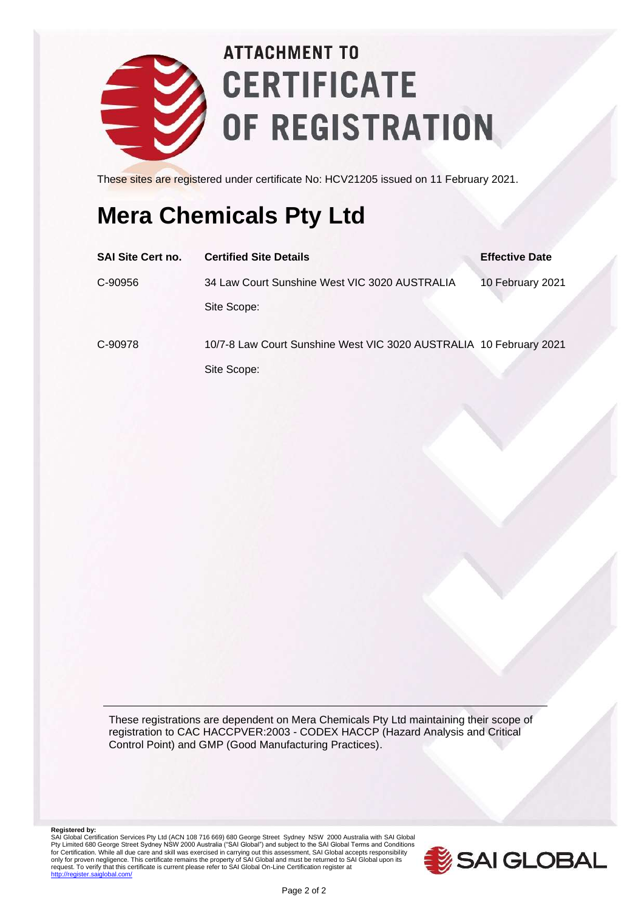# ATTACHMENT TO CERTIFICATE OF REGISTRATION

These sites are registered under certificate No: HCV21205 issued on 11 February 2021.

## Mera Chemicals Pty Ltd

| SAI Site Cert no. | Certified Site Details | Effective Date |
| --- | --- | --- |
| C-90956 | 34 Law Court Sunshine West VIC 3020 AUSTRALIA<br>Site Scope: | 10 February 2021 |
| C-90978 | 10/7-8 Law Court Sunshine West VIC 3020 AUSTRALIA<br>Site Scope: | 10 February 2021 |

These registrations are dependent on Mera Chemicals Pty Ltd maintaining their scope of registration to CAC HACCPVER:2003 - CODEX HACCP (Hazard Analysis and Critical Control Point) and GMP (Good Manufacturing Practices).

**Registered by:**
SAI Global Certification Services Pty Ltd (ACN 108 716 669) 680 George Street Sydney NSW 2000 Australia with SAI Global Pty Limited 680 George Street Sydney NSW 2000 Australia ("SAI Global") and subject to the SAI Global Terms and Conditions for Certification. While all due care and skill was exercised in carrying out this assessment, SAI Global accepts responsibility only for proven negligence. This certificate remains the property of SAI Global and must be returned to SAI Global upon its request. To verify that this certificate is current please refer to SAI Global On-Line Certification register at http://register.saiglobal.com/

SAI GLOBAL